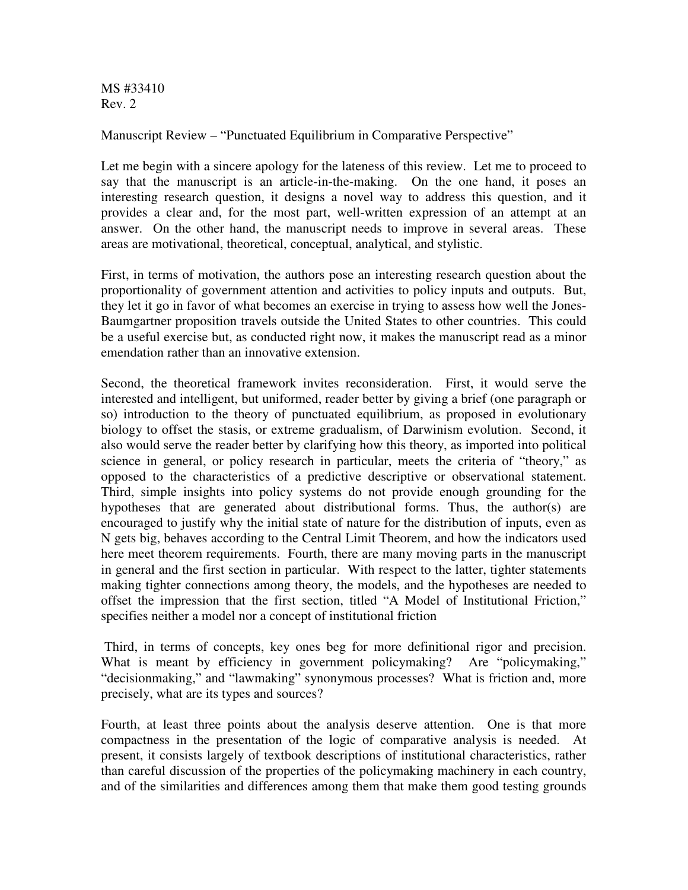MS #33410
Rev. 2

Manuscript Review – "Punctuated Equilibrium in Comparative Perspective"

Let me begin with a sincere apology for the lateness of this review. Let me to proceed to say that the manuscript is an article-in-the-making. On the one hand, it poses an interesting research question, it designs a novel way to address this question, and it provides a clear and, for the most part, well-written expression of an attempt at an answer. On the other hand, the manuscript needs to improve in several areas. These areas are motivational, theoretical, conceptual, analytical, and stylistic.

First, in terms of motivation, the authors pose an interesting research question about the proportionality of government attention and activities to policy inputs and outputs. But, they let it go in favor of what becomes an exercise in trying to assess how well the Jones-Baumgartner proposition travels outside the United States to other countries. This could be a useful exercise but, as conducted right now, it makes the manuscript read as a minor emendation rather than an innovative extension.

Second, the theoretical framework invites reconsideration. First, it would serve the interested and intelligent, but uniformed, reader better by giving a brief (one paragraph or so) introduction to the theory of punctuated equilibrium, as proposed in evolutionary biology to offset the stasis, or extreme gradualism, of Darwinism evolution. Second, it also would serve the reader better by clarifying how this theory, as imported into political science in general, or policy research in particular, meets the criteria of "theory," as opposed to the characteristics of a predictive descriptive or observational statement. Third, simple insights into policy systems do not provide enough grounding for the hypotheses that are generated about distributional forms. Thus, the author(s) are encouraged to justify why the initial state of nature for the distribution of inputs, even as N gets big, behaves according to the Central Limit Theorem, and how the indicators used here meet theorem requirements. Fourth, there are many moving parts in the manuscript in general and the first section in particular. With respect to the latter, tighter statements making tighter connections among theory, the models, and the hypotheses are needed to offset the impression that the first section, titled "A Model of Institutional Friction," specifies neither a model nor a concept of institutional friction

Third, in terms of concepts, key ones beg for more definitional rigor and precision. What is meant by efficiency in government policymaking? Are "policymaking," "decisionmaking," and "lawmaking" synonymous processes? What is friction and, more precisely, what are its types and sources?

Fourth, at least three points about the analysis deserve attention. One is that more compactness in the presentation of the logic of comparative analysis is needed. At present, it consists largely of textbook descriptions of institutional characteristics, rather than careful discussion of the properties of the policymaking machinery in each country, and of the similarities and differences among them that make them good testing grounds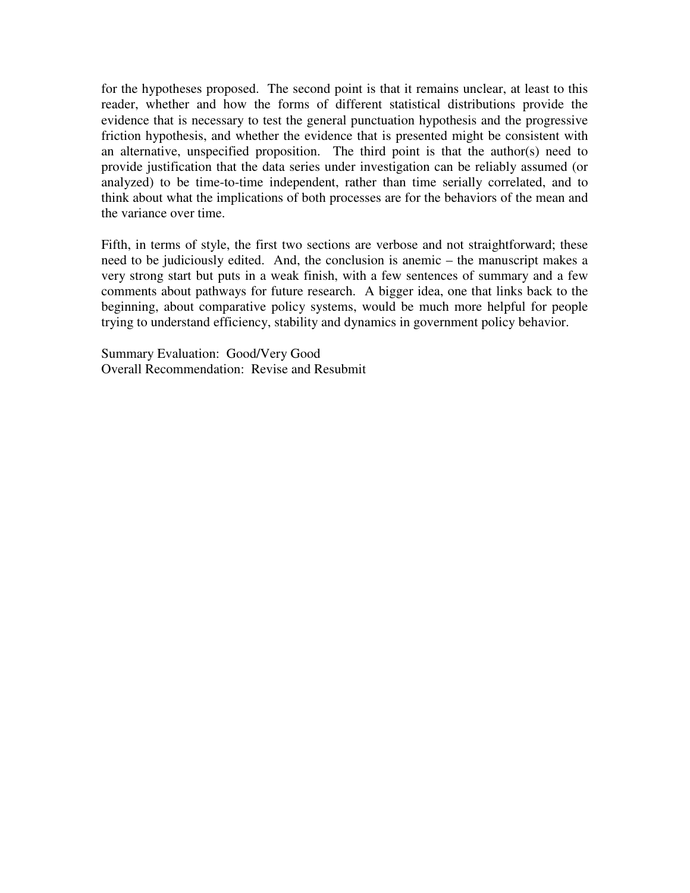for the hypotheses proposed. The second point is that it remains unclear, at least to this reader, whether and how the forms of different statistical distributions provide the evidence that is necessary to test the general punctuation hypothesis and the progressive friction hypothesis, and whether the evidence that is presented might be consistent with an alternative, unspecified proposition. The third point is that the author(s) need to provide justification that the data series under investigation can be reliably assumed (or analyzed) to be time-to-time independent, rather than time serially correlated, and to think about what the implications of both processes are for the behaviors of the mean and the variance over time.

Fifth, in terms of style, the first two sections are verbose and not straightforward; these need to be judiciously edited. And, the conclusion is anemic – the manuscript makes a very strong start but puts in a weak finish, with a few sentences of summary and a few comments about pathways for future research. A bigger idea, one that links back to the beginning, about comparative policy systems, would be much more helpful for people trying to understand efficiency, stability and dynamics in government policy behavior.

Summary Evaluation: Good/Very Good
Overall Recommendation: Revise and Resubmit